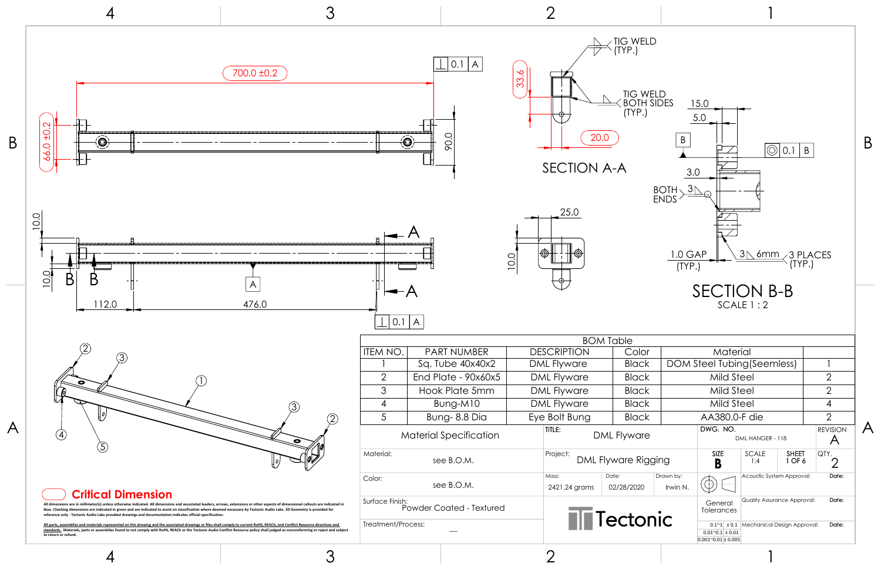700.0 ±0.2

66.0 ±0.2

90.0

⊥ 0.1 A

10.0

10.0

B B

112.0

476.0

A

A

A

⊥ 0.1 A

33.6

TIG WELD (TYP.)

TIG WELD BOTH SIDES (TYP.)

20.0

SECTION A-A

25.0

10.0

15.0

5.0

B

◎ 0.1 B

3.0

BOTH ENDS 3

1.0 GAP (TYP.)

3 6mm 3 PLACES (TYP.)

SECTION B-B
SCALE 1 : 2

| BOM Table | | | | | |
|---|---|---|---|---|---|
| ITEM NO. | PART NUMBER | DESCRIPTION | Color | Material | |
| 1 | Sq. Tube 40x40x2 | DML Flyware | Black | DOM Steel Tubing(Seemless) | 1 |
| 2 | End Plate - 90x60x5 | DML Flyware | Black | Mild Steel | 2 |
| 3 | Hook Plate 5mm | DML Flyware | Black | Mild Steel | 2 |
| 4 | Bung-M10 | DML Flyware | Black | Mild Steel | 4 |
| 5 | Bung- 8.8 Dia | Eye Bolt Bung | Black | AA380.0-F die | 2 |

| Material Specification | TITLE: DML Flyware | DWG. NO. DML HANGER - 118 | REVISION A |
|---|---|---|---|
| Material: see B.O.M. | Project: DML Flyware Rigging | SIZE B / SCALE 1:4 / SHEET 1 OF 6 | QTY. 2 |
| Color: see B.O.M. | Mass: 2421.24 grams / Date: 02/28/2020 / Drawn by: Irwin N. | | Acoustic System Approval: / Date: |
| Surface Finish: Powder Coated - Textured | Tectonic | General Tolerances | Quality Assurance Approval: / Date: |
| Treatment/Process: --- | | 0.1~1 ± 0.1 / 0.01~0.1 ± 0.01 / 0.001~0.01 ± 0.005 | Mechanical Design Approval: / Date: |

**Critical Dimension**

All dimensions are in millimeter(s) unless otherwise indicated. All dimensions and associated leaders, arrows, extensions or other aspects of dimensional callouts are indicated in blue. Checking dimensions are indicated in green and are indicated to assist on classification where deemed necessary by Tectonic Audio Labs. 3D Geometry is provided for reference only - Tectonic Audio Labs provided drawings and documentation indicates official specification.

All parts, assemblies and materials represented on this drawing and the associated drawings or files shall comply to current RoHS, REACh, and Conflict Resource directives and standards. Materials, parts or assemblies found to not comply with RoHS, REACH or the Tectonic Audio Conflict Resource policy shall judged as nonconforming or reject and subject to return or refund.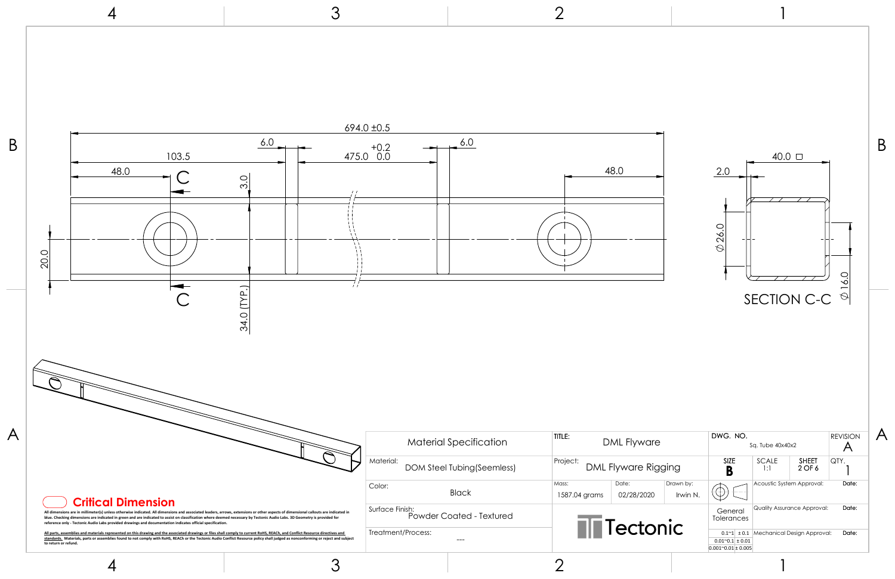694.0 ±0.5

103.5

6.0

+0.2
475.0 0.0

6.0

48.0

C

3.0

48.0

20.0

C

34.0 (TYP.)

2.0

40.0 □

⌀26.0

⌀16.0

SECTION C-C

Critical Dimension

All dimensions are in millimeter(s) unless otherwise indicated. All dimensions and associated leaders, arrows, extensions or other aspects of dimensional callouts are indicated in blue. Checking dimensions are indicated in green and are indicated to assist on classification where deemed necessary by Tectonic Audio Labs. 3D Geometry is provided for reference only - Tectonic Audio Labs provided drawings and documentation indicates official specification.

All parts, assemblies and materials represented on this drawing and the associated drawings or files shall comply to current RoHS, REACh, and Conflict Resource directives and standards. Materials, parts or assemblies found to not comply with RoHS, REACh or the Tectonic Audio Conflict Resource policy shall judged as nonconforming or reject and subject to return or refund.

| Material Specification | |
|---|---|
| Material: | DOM Steel Tubing(Seemless) |
| Color: | Black |
| Surface Finish: | Powder Coated - Textured |
| Treatment/Process: | --- |

| TITLE: | DML Flyware | |
|---|---|---|
| Project: | DML Flyware Rigging | |
| Mass: 1587.04 grams | Date: 02/28/2020 | Drawn by: Irwin N. |

Tectonic

| DWG. NO. | Sq. Tube 40x40x2 | | REVISION A |
|---|---|---|---|
| SIZE B | SCALE 1:1 | SHEET 2 OF 6 | QTY. 1 |

| General Tolerances | |
|---|---|
| 0.1~1 | ± 0.1 |
| 0.01~0.1 | ± 0.01 |
| 0.001~0.01 | ± 0.005 |

| Approval | Date: |
|---|---|
| Acoustic System Approval: | |
| Quality Assurance Approval: | |
| Mechanical Design Approval: | |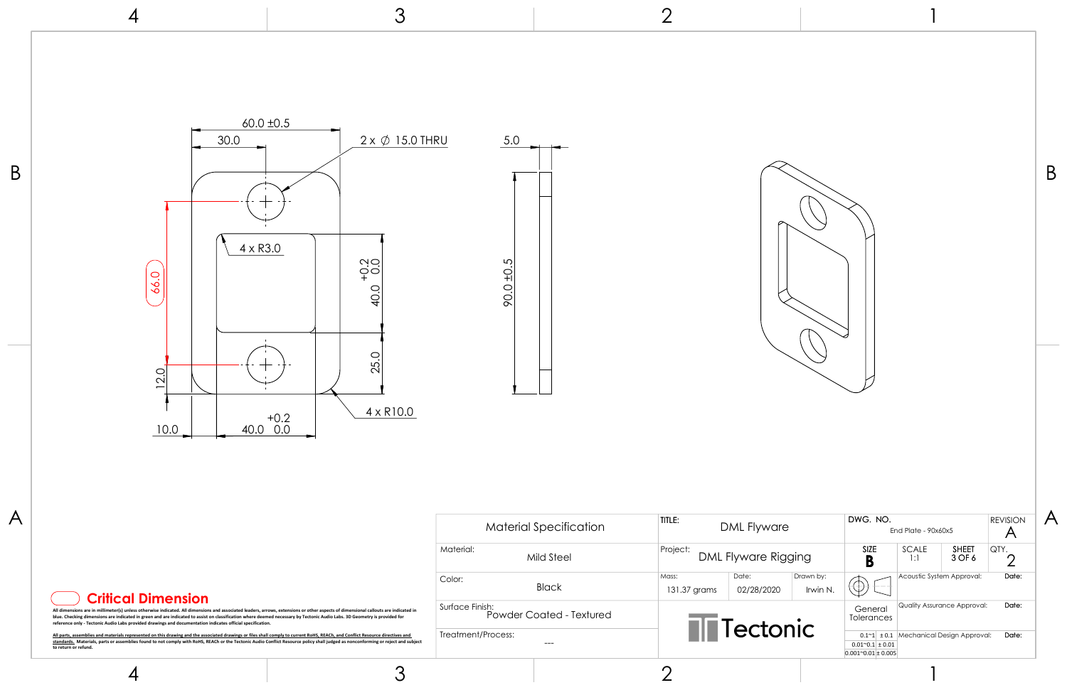60.0 ±0.5

30.0

2 x ∅ 15.0 THRU

5.0

4 x R3.0

66.0

$^{+0.2}_{0.0}$ 40.0

90.0 ±0.5

25.0

12.0

4 x R10.0

10.0

40.0 $^{+0.2}_{0.0}$

## Critical Dimension

All dimensions are in millimeter(s) unless otherwise indicated. All dimensions and associated leaders, arrows, extensions or other aspects of dimensional callouts are indicated in blue. Checking dimensions are indicated in green and are indicated to assist on classification where deemed necessary by Tectonic Audio Labs. 3D Geometry is provided for reference only - Tectonic Audio Labs provided drawings and documentation indicates official specification.

All parts, assemblies and materials represented on this drawing and the associated drawings or files shall comply to current RoHS, REACh, and Conflict Resource directives and standards. Materials, parts or assemblies found to not comply with RoHS, REACh or the Tectonic Audio Conflict Resource policy shall judged as nonconforming or reject and subject to return or refund.

| Material Specification | |
|---|---|
| Material: | Mild Steel |
| Color: | Black |
| Surface Finish: | Powder Coated - Textured |
| Treatment/Process: | --- |

| TITLE: | DML Flyware | |
|---|---|---|
| Project: | DML Flyware Rigging | |
| Mass: 131.37 grams | Date: 02/28/2020 | Drawn by: Irwin N. |
| Tectonic | | |

| DWG. NO. | End Plate - 90x60x5 | | REVISION A |
|---|---|---|---|
| SIZE B | SCALE 1:1 | SHEET 3 OF 6 | QTY. 2 |
| | Acoustic System Approval: | | Date: |
| General Tolerances | Quality Assurance Approval: | | Date: |
| 0.1~1 ± 0.1<br>0.01~0.1 ± 0.01<br>0.001~0.01 ± 0.005 | Mechanical Design Approval: | | Date: |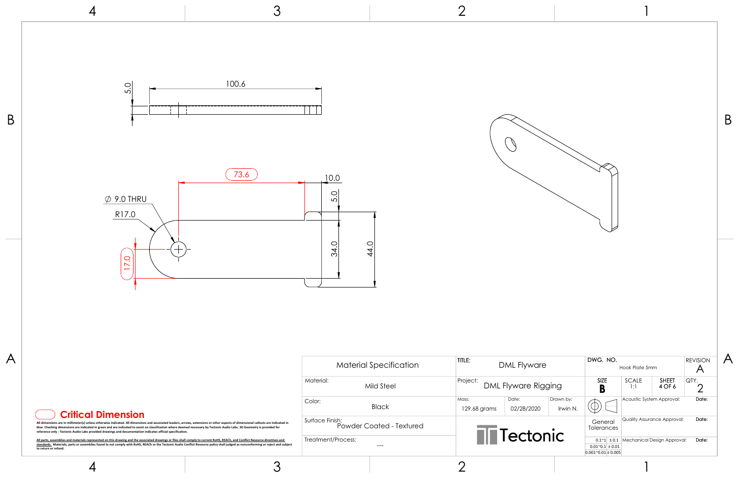5.0

100.6

73.6

10.0

5.0

∅ 9.0 THRU

R17.0

17.0

34.0

44.0

**Critical Dimension**

All dimensions are in millimeter(s) unless otherwise indicated. All dimensions and associated leaders, arrows, extensions or other aspects of dimensional callouts are indicated in blue. Checking dimensions are indicated in green and are indicated to assist on classification where deemed necessary by Tectonic Audio Labs. 3D Geometry is provided for reference only - Tectonic Audio Labs provided drawings and documentation indicates official specification.

All parts, assemblies and materials represented on this drawing and the associated drawings or files shall comply to current RoHS, REACh, and Conflict Resource directives and standards. Materials, parts or assemblies found to not comply with RoHS, REACh or the Tectonic Audio Conflict Resource policy shall judged as nonconforming or reject and subject to return or refund.

| Material Specification | |
|---|---|
| Material: | Mild Steel |
| Color: | Black |
| Surface Finish: | Powder Coated - Textured |
| Treatment/Process: | --- |

| TITLE: | DML Flyware | | DWG. NO. | Hook Plate 5mm | | REVISION A |
|---|---|---|---|---|---|---|
| Project: | DML Flyware Rigging | | SIZE B | SCALE 1:1 | SHEET 4 OF 6 | QTY. 2 |
| Mass: 129.68 grams | Date: 02/28/2020 | Drawn by: Irwin N. | | Acoustic System Approval: | | Date: |
| Tectonic | | | General Tolerances | Quality Assurance Approval: | | Date: |
| | | | 0.1~1 ± 0.1; 0.01~0.1 ± 0.01; 0.001~0.01 ± 0.005 | Mechanical Design Approval: | | Date: |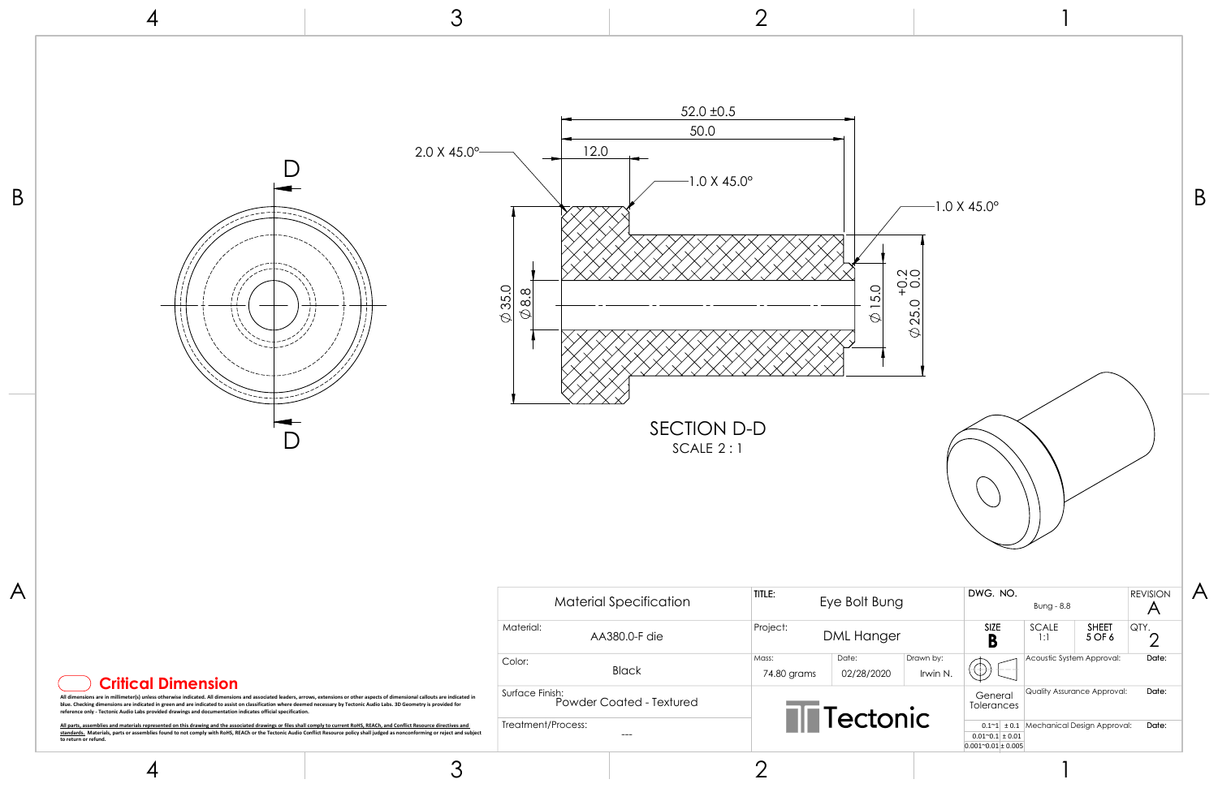SECTION D-D
SCALE 2 : 1

D

D

52.0 ±0.5

50.0

12.0

2.0 X 45.0°

1.0 X 45.0°

1.0 X 45.0°

∅35.0

∅8.8

∅15.0

∅25.0 +0.2 / 0.0

| Material Specification | | TITLE: Eye Bolt Bung | | | DWG. NO. Bung - 8.8 | | | REVISION A |
|---|---|---|---|---|---|---|---|---|
| Material: AA380.0-F die | | Project: DML Hanger | | | SIZE B | SCALE 1:1 | SHEET 5 OF 6 | QTY. 2 |
| Color: Black | | Mass: 74.80 grams | Date: 02/28/2020 | Drawn by: Irwin N. | | Acoustic System Approval: | | Date: |
| Surface Finish: Powder Coated - Textured | | Tectonic | | | General Tolerances | Quality Assurance Approval: | | Date: |
| Treatment/Process: --- | | | | | 0.1~1 ± 0.1; 0.01~0.1 ± 0.01; 0.001~0.01 ± 0.005 | Mechanical Design Approval: | | Date: |

**Critical Dimension**

All dimensions are in millimeter(s) unless otherwise indicated. All dimensions and associated leaders, arrows, extensions or other aspects of dimensional callouts are indicated in blue. Checking dimensions are indicated in green and are indicated to assist on classification where deemed necessary by Tectonic Audio Labs. 3D Geometry is provided for reference only - Tectonic Audio Labs provided drawings and documentation indicates official specification.

All parts, assemblies and materials represented on this drawing and the associated drawings or files shall comply to current RoHS, REACh, and Conflict Resource directives and standards. Materials, parts or assemblies found to not comply with RoHS, REACh or the Tectonic Audio Conflict Resource policy shall judged as nonconforming or reject and subject to return or refund.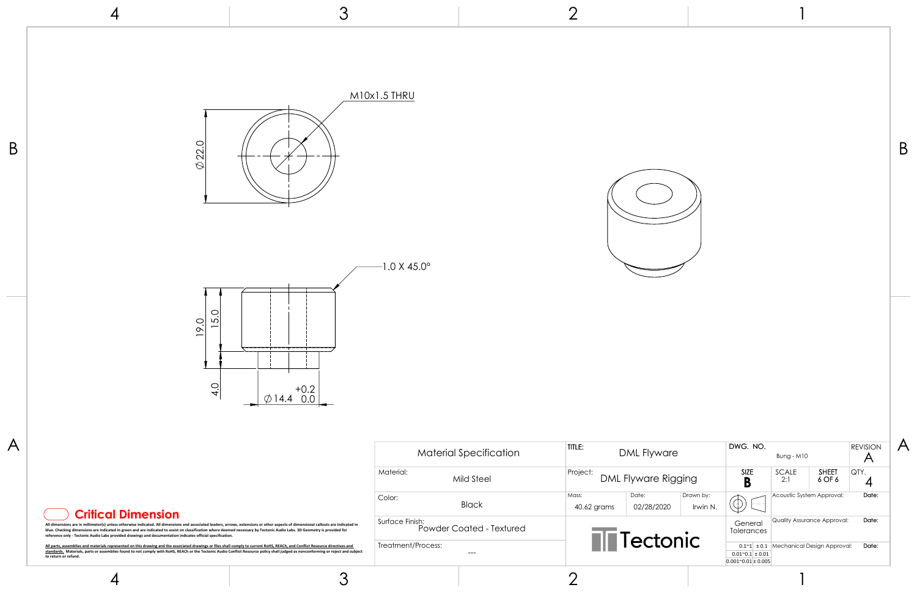M10x1.5 THRU

$\varnothing$22.0

1.0 X 45.0°

19.0

15.0

4.0

$\varnothing$14.4 $^{+0.2}_{0.0}$

| | |
|---|---|
| Material Specification | |
| Material: | Mild Steel |
| Color: | Black |
| Surface Finish: | Powder Coated - Textured |
| Treatment/Process: | --- |

| | | |
|---|---|---|
| TITLE: DML Flyware | | |
| Project: DML Flyware Rigging | | |
| Mass: 40.62 grams | Date: 02/28/2020 | Drawn by: Irwin N. |

| | | | |
|---|---|---|---|
| DWG. NO. Bung - M10 | | | REVISION A |
| SIZE B | SCALE 2:1 | SHEET 6 OF 6 | QTY. 4 |
| | Acoustic System Approval: | | Date: |
| General Tolerances | Quality Assurance Approval: | | Date: |
| 0.1~1 ± 0.1; 0.01~0.1 ± 0.01; 0.001~0.01 ± 0.005 | Mechanical Design Approval: | | Date: |

Tectonic

**Critical Dimension**

All dimensions are in millimeter(s) unless otherwise indicated. All dimensions and associated leaders, arrows, extensions or other aspects of dimensional callouts are indicated in blue. Checking dimensions are indicated in green and are indicated to assist on classification where deemed necessary by Tectonic Audio Labs. 3D Geometry is provided for reference only - Tectonic Audio Labs provided drawings and documentation indicates official specification.

All parts, assemblies and materials represented on this drawing and the associated drawings or files shall comply to current RoHS, REACh, and Conflict Resource directives and standards. Materials, parts or assemblies found to not comply with RoHS, REACh or the Tectonic Audio Conflict Resource policy shall judged as nonconforming or reject and subject to return or refund.